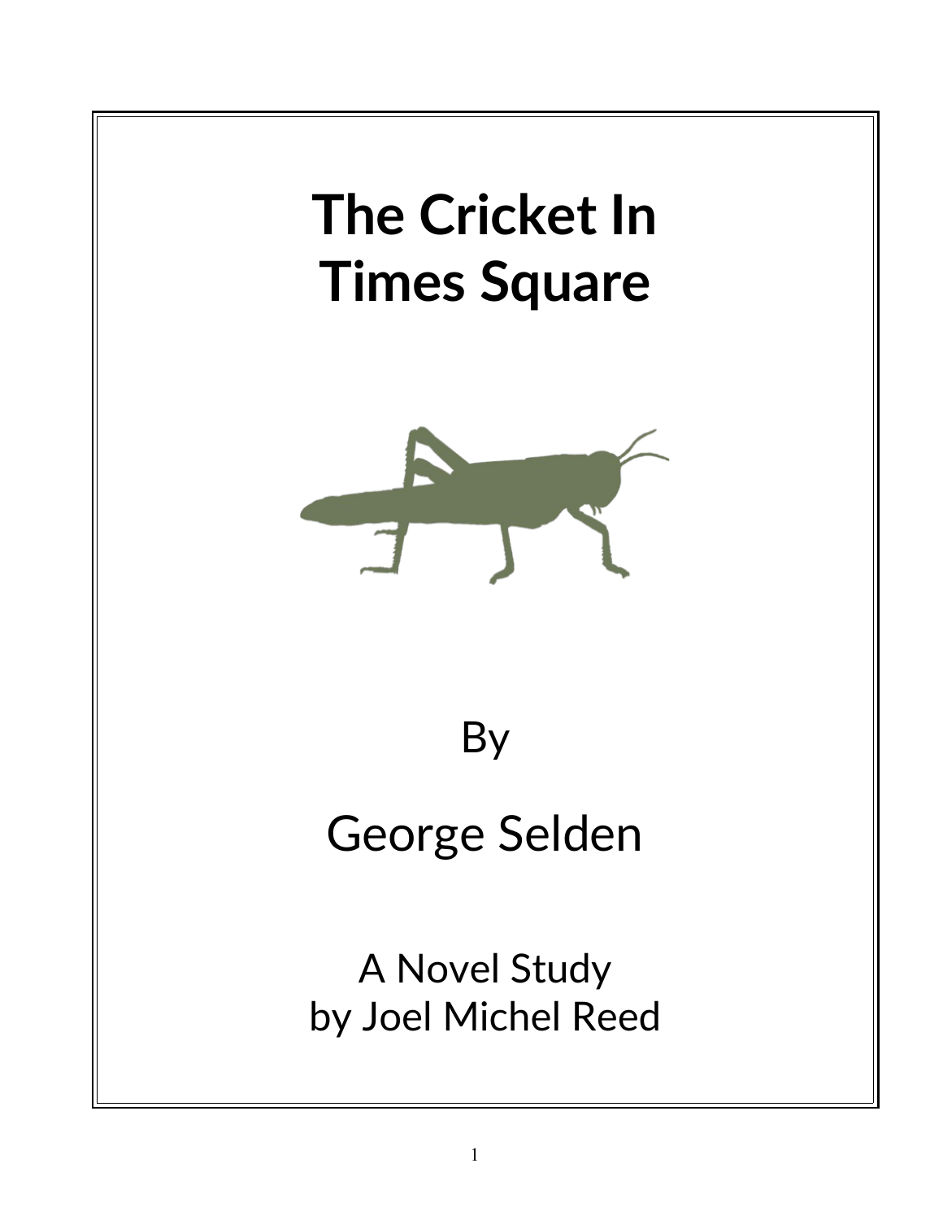# The Cricket In Times Square

By

George Selden

A Novel Study
by Joel Michel Reed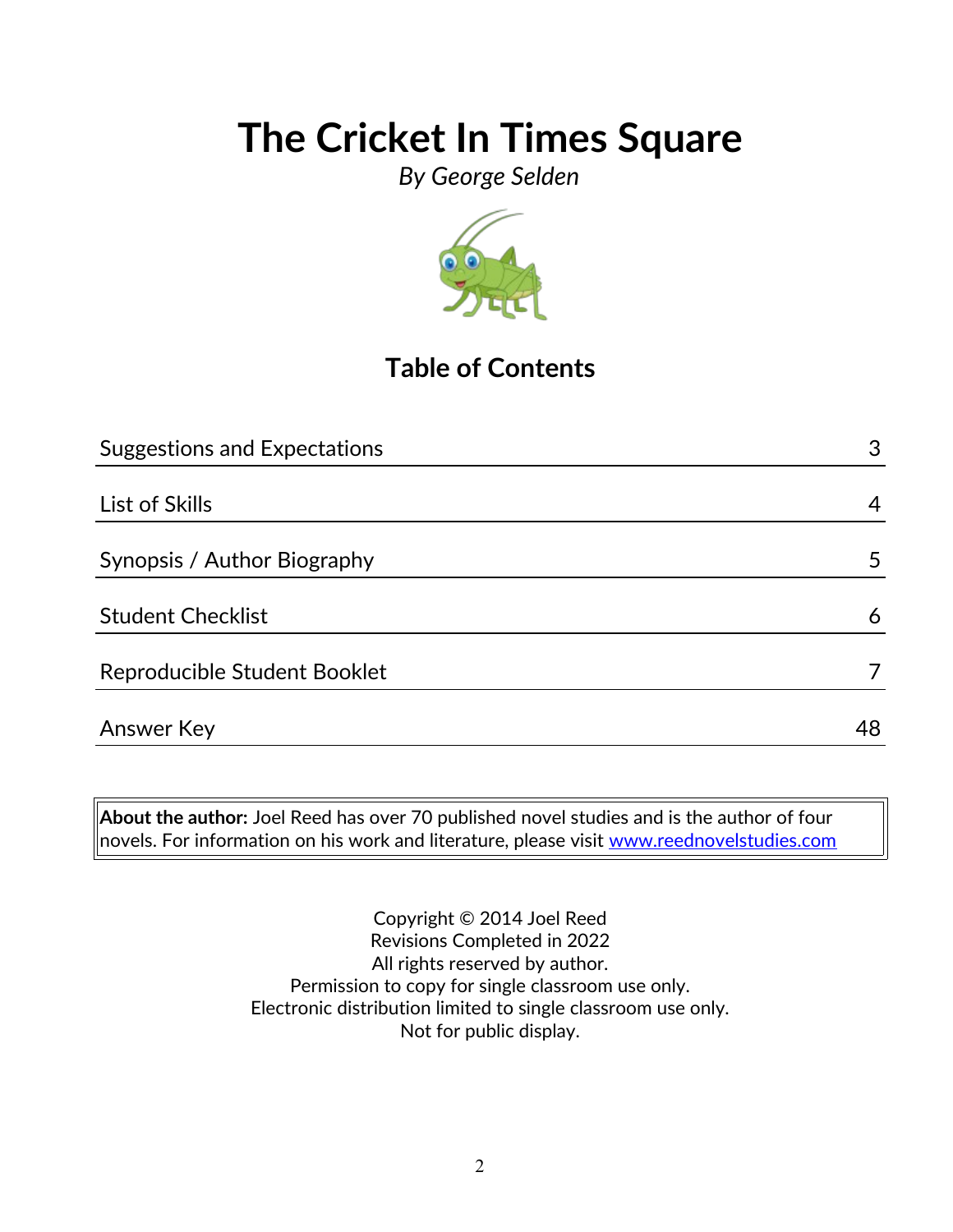# The Cricket In Times Square

*By George Selden*

## Table of Contents

| | |
|---|---|
| Suggestions and Expectations | 3 |
| List of Skills | 4 |
| Synopsis / Author Biography | 5 |
| Student Checklist | 6 |
| Reproducible Student Booklet | 7 |
| Answer Key | 48 |

**About the author:** Joel Reed has over 70 published novel studies and is the author of four novels. For information on his work and literature, please visit www.reednovelstudies.com

Copyright © 2014 Joel Reed
Revisions Completed in 2022
All rights reserved by author.
Permission to copy for single classroom use only.
Electronic distribution limited to single classroom use only.
Not for public display.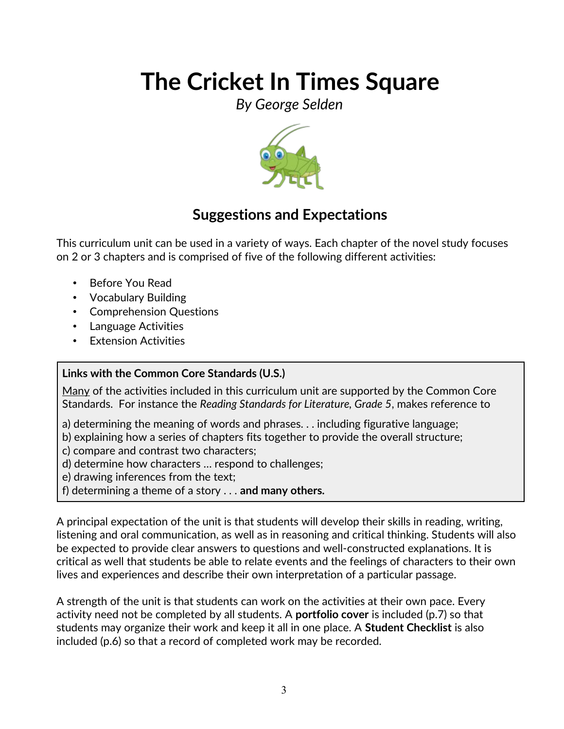# The Cricket In Times Square

*By George Selden*

## Suggestions and Expectations

This curriculum unit can be used in a variety of ways. Each chapter of the novel study focuses on 2 or 3 chapters and is comprised of five of the following different activities:

- Before You Read
- Vocabulary Building
- Comprehension Questions
- Language Activities
- Extension Activities

**Links with the Common Core Standards (U.S.)**

<u>Many</u> of the activities included in this curriculum unit are supported by the Common Core Standards. For instance the *Reading Standards for Literature, Grade 5*, makes reference to

a) determining the meaning of words and phrases. . . including figurative language;
b) explaining how a series of chapters fits together to provide the overall structure;
c) compare and contrast two characters;
d) determine how characters … respond to challenges;
e) drawing inferences from the text;
f) determining a theme of a story . . . **and many others.**

A principal expectation of the unit is that students will develop their skills in reading, writing, listening and oral communication, as well as in reasoning and critical thinking. Students will also be expected to provide clear answers to questions and well-constructed explanations. It is critical as well that students be able to relate events and the feelings of characters to their own lives and experiences and describe their own interpretation of a particular passage.

A strength of the unit is that students can work on the activities at their own pace. Every activity need not be completed by all students. A **portfolio cover** is included (p.7) so that students may organize their work and keep it all in one place. A **Student Checklist** is also included (p.6) so that a record of completed work may be recorded.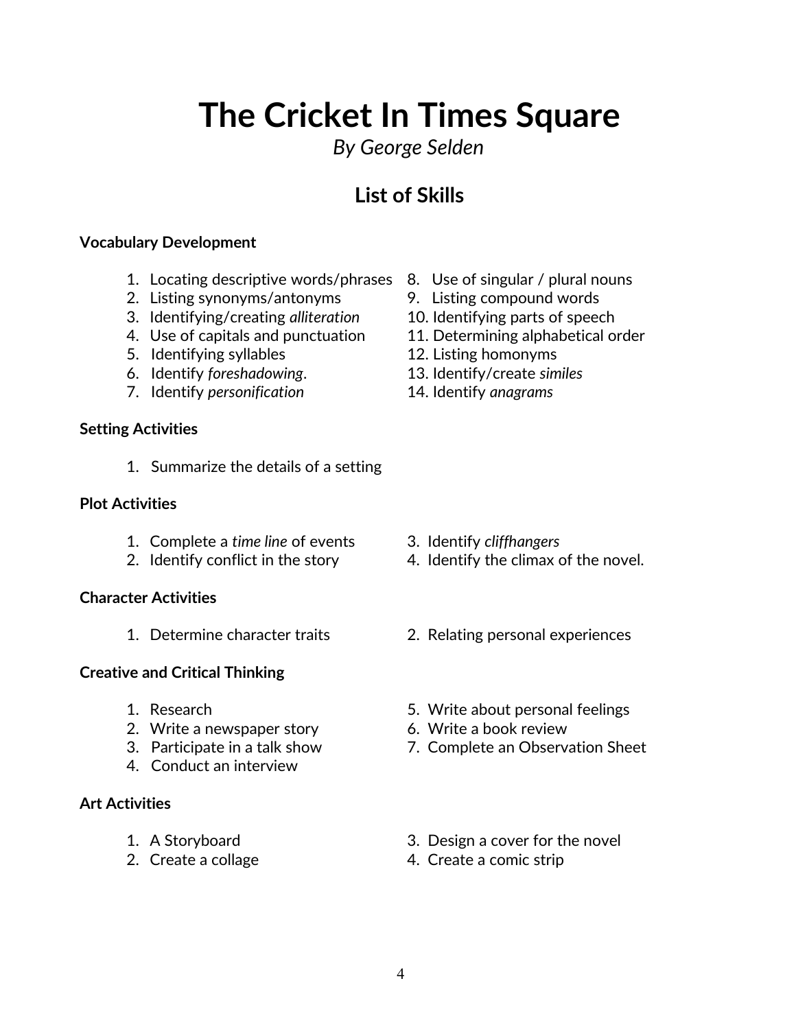# The Cricket In Times Square

*By George Selden*

## List of Skills

**Vocabulary Development**

1. Locating descriptive words/phrases
2. Listing synonyms/antonyms
3. Identifying/creating *alliteration*
4. Use of capitals and punctuation
5. Identifying syllables
6. Identify *foreshadowing*.
7. Identify *personification*
8. Use of singular / plural nouns
9. Listing compound words
10. Identifying parts of speech
11. Determining alphabetical order
12. Listing homonyms
13. Identify/create *similes*
14. Identify *anagrams*

**Setting Activities**

1. Summarize the details of a setting

**Plot Activities**

1. Complete a *time line* of events
2. Identify conflict in the story
3. Identify *cliffhangers*
4. Identify the climax of the novel.

**Character Activities**

1. Determine character traits
2. Relating personal experiences

**Creative and Critical Thinking**

1. Research
2. Write a newspaper story
3. Participate in a talk show
4. Conduct an interview
5. Write about personal feelings
6. Write a book review
7. Complete an Observation Sheet

**Art Activities**

1. A Storyboard
2. Create a collage
3. Design a cover for the novel
4. Create a comic strip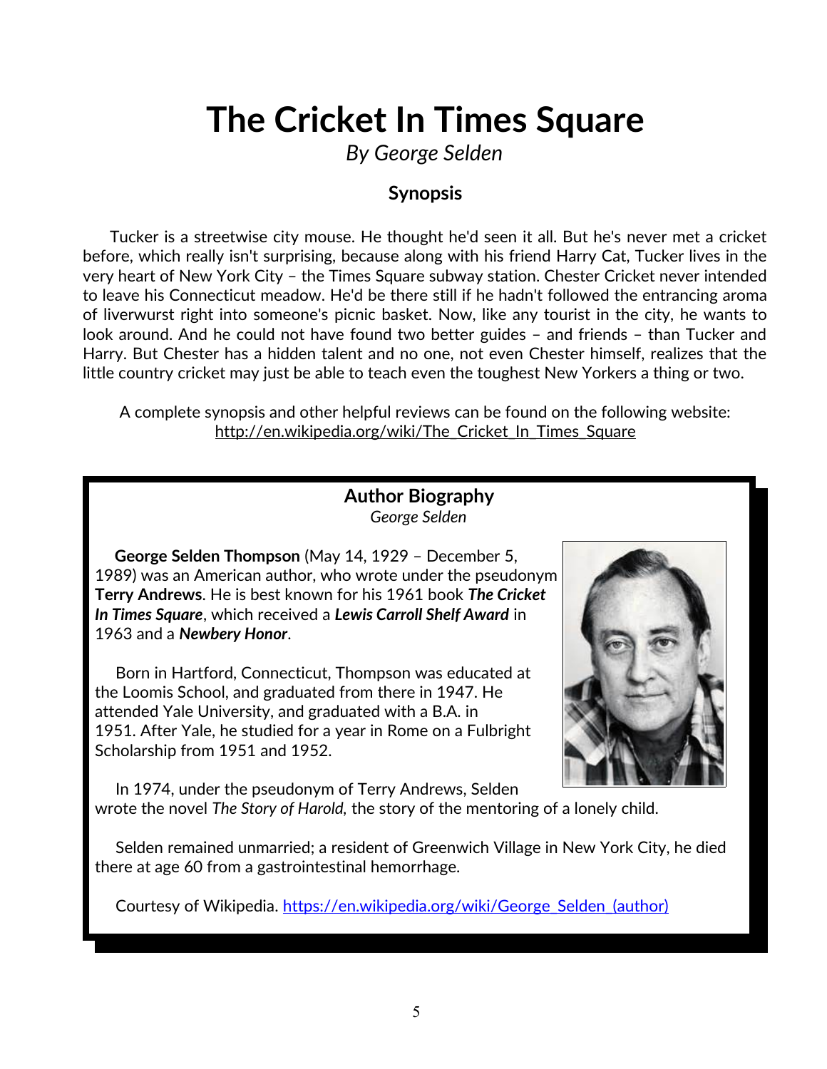# The Cricket In Times Square

*By George Selden*

### Synopsis

Tucker is a streetwise city mouse. He thought he'd seen it all. But he's never met a cricket before, which really isn't surprising, because along with his friend Harry Cat, Tucker lives in the very heart of New York City – the Times Square subway station. Chester Cricket never intended to leave his Connecticut meadow. He'd be there still if he hadn't followed the entrancing aroma of liverwurst right into someone's picnic basket. Now, like any tourist in the city, he wants to look around. And he could not have found two better guides – and friends – than Tucker and Harry. But Chester has a hidden talent and no one, not even Chester himself, realizes that the little country cricket may just be able to teach even the toughest New Yorkers a thing or two.

A complete synopsis and other helpful reviews can be found on the following website: http://en.wikipedia.org/wiki/The_Cricket_In_Times_Square

### Author Biography

*George Selden*

**George Selden Thompson** (May 14, 1929 – December 5, 1989) was an American author, who wrote under the pseudonym **Terry Andrews**. He is best known for his 1961 book ***The Cricket In Times Square***, which received a ***Lewis Carroll Shelf Award*** in 1963 and a ***Newbery Honor***.

Born in Hartford, Connecticut, Thompson was educated at the Loomis School, and graduated from there in 1947. He attended Yale University, and graduated with a B.A. in 1951. After Yale, he studied for a year in Rome on a Fulbright Scholarship from 1951 and 1952.

In 1974, under the pseudonym of Terry Andrews, Selden wrote the novel *The Story of Harold,* the story of the mentoring of a lonely child.

Selden remained unmarried; a resident of Greenwich Village in New York City, he died there at age 60 from a gastrointestinal hemorrhage.

Courtesy of Wikipedia. https://en.wikipedia.org/wiki/George_Selden_(author)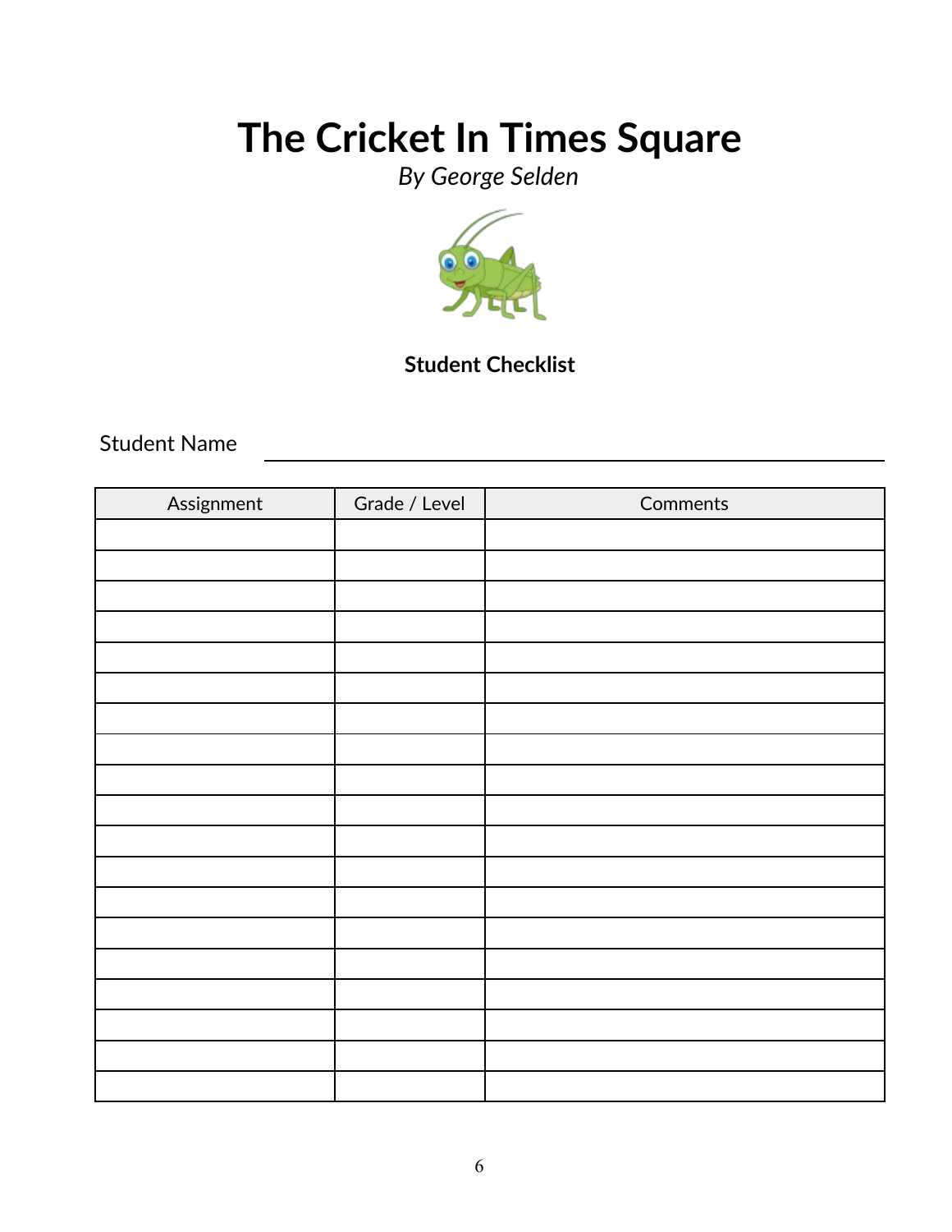# The Cricket In Times Square

*By George Selden*

**Student Checklist**

Student Name \_\_\_\_\_\_\_\_\_\_\_\_\_\_\_\_\_\_\_\_\_\_\_\_\_\_\_\_\_\_\_\_\_\_\_\_\_\_\_\_\_\_\_\_\_\_\_\_

| Assignment | Grade / Level | Comments |
|---|---|---|
| | | |
| | | |
| | | |
| | | |
| | | |
| | | |
| | | |
| | | |
| | | |
| | | |
| | | |
| | | |
| | | |
| | | |
| | | |
| | | |
| | | |
| | | |
| | | |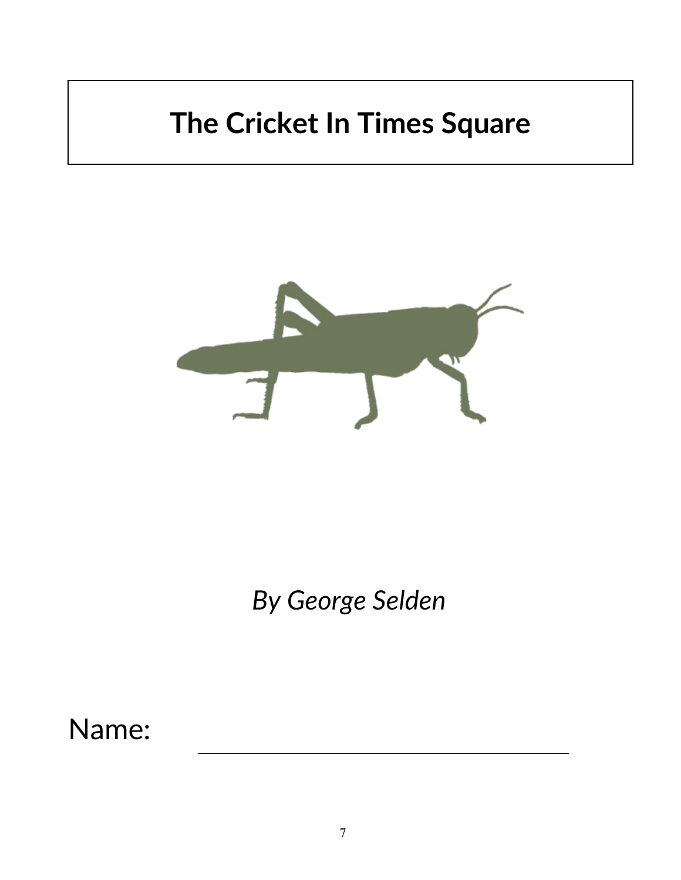# The Cricket In Times Square

*By George Selden*

Name: ______________________________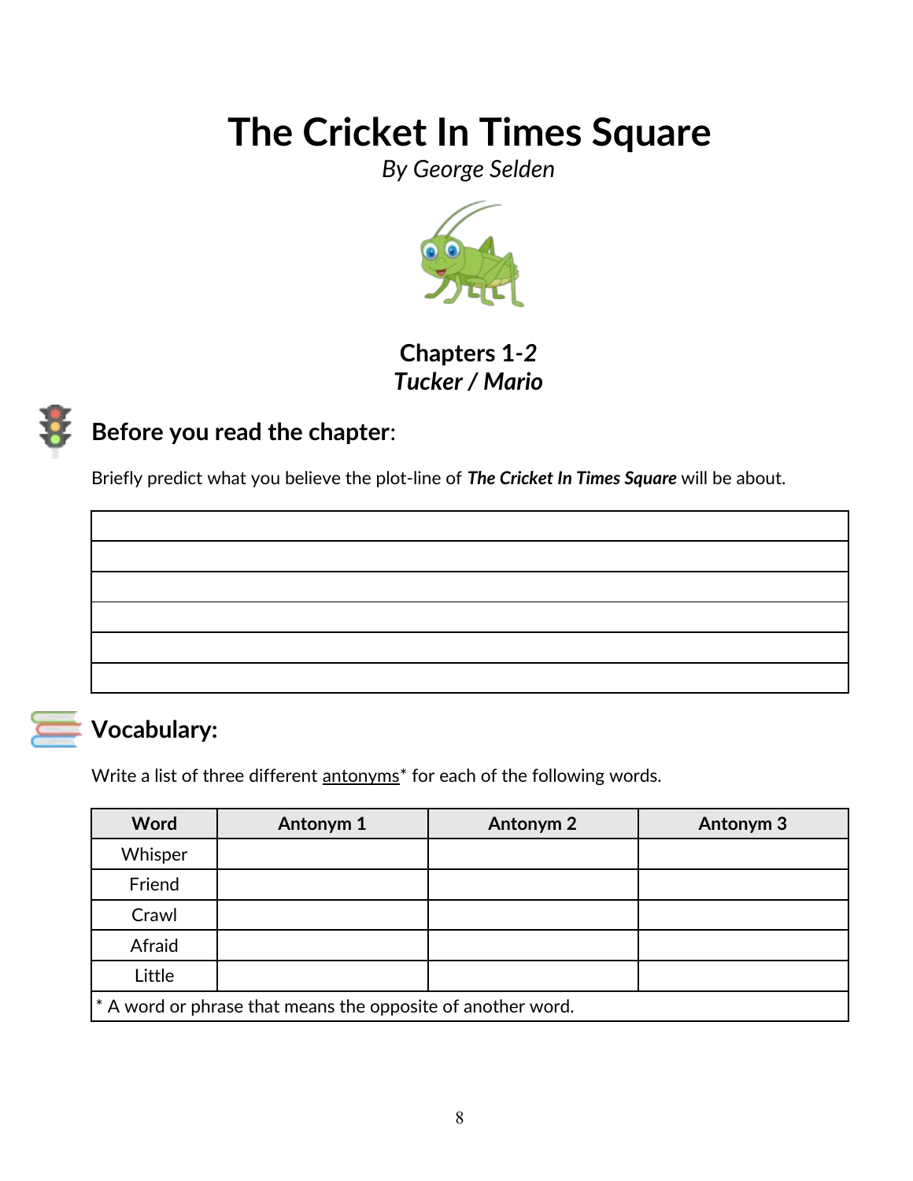# The Cricket In Times Square

*By George Selden*

**Chapters 1-2**
***Tucker / Mario***

## Before you read the chapter:

Briefly predict what you believe the plot-line of ***The Cricket In Times Square*** will be about.

| |
|---|
| |
| |
| |
| |
| |
| |

## Vocabulary:

Write a list of three different antonyms* for each of the following words.

| Word | Antonym 1 | Antonym 2 | Antonym 3 |
|---|---|---|---|
| Whisper | | | |
| Friend | | | |
| Crawl | | | |
| Afraid | | | |
| Little | | | |

* A word or phrase that means the opposite of another word.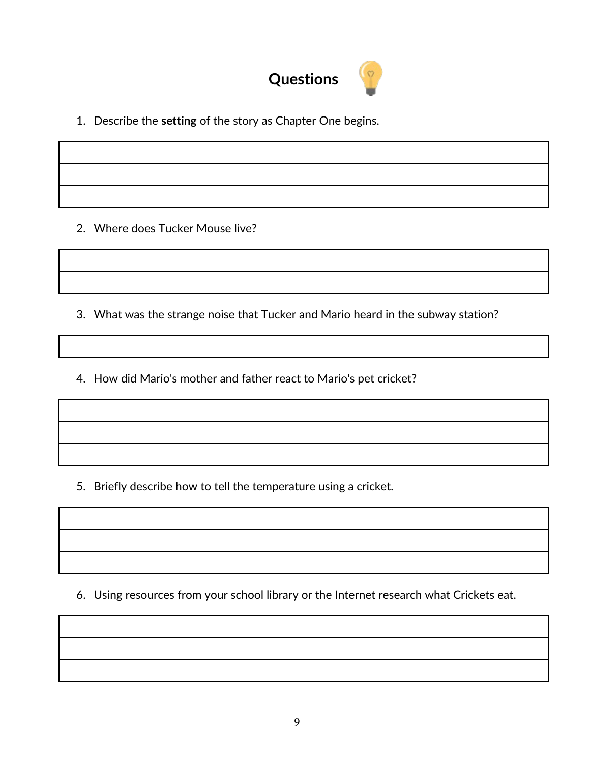# Questions

1. Describe the **setting** of the story as Chapter One begins.

2. Where does Tucker Mouse live?

3. What was the strange noise that Tucker and Mario heard in the subway station?

4. How did Mario's mother and father react to Mario's pet cricket?

5. Briefly describe how to tell the temperature using a cricket.

6. Using resources from your school library or the Internet research what Crickets eat.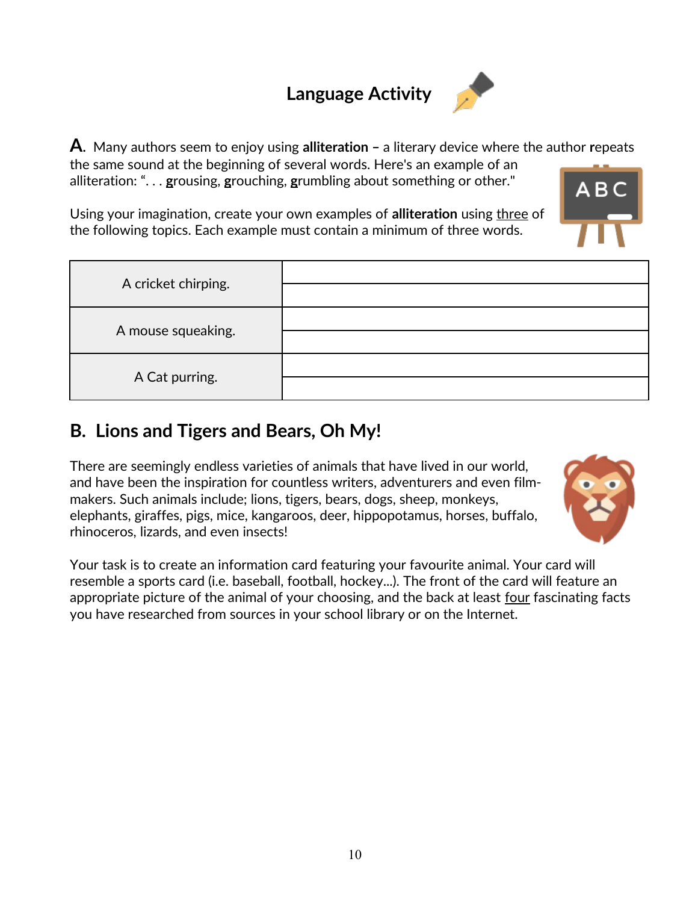# Language Activity

**A.** Many authors seem to enjoy using **alliteration –** a literary device where the author **r**epeats the same sound at the beginning of several words. Here's an example of an alliteration: ". . . **g**rousing, **g**rouching, **g**rumbling about something or other."

Using your imagination, create your own examples of **alliteration** using three of the following topics. Each example must contain a minimum of three words.

| | |
|---|---|
| A cricket chirping. | |
| | |
| A mouse squeaking. | |
| | |
| A Cat purring. | |
| | |

## B. Lions and Tigers and Bears, Oh My!

There are seemingly endless varieties of animals that have lived in our world, and have been the inspiration for countless writers, adventurers and even film-makers. Such animals include; lions, tigers, bears, dogs, sheep, monkeys, elephants, giraffes, pigs, mice, kangaroos, deer, hippopotamus, horses, buffalo, rhinoceros, lizards, and even insects!

Your task is to create an information card featuring your favourite animal. Your card will resemble a sports card (i.e. baseball, football, hockey...). The front of the card will feature an appropriate picture of the animal of your choosing, and the back at least four fascinating facts you have researched from sources in your school library or on the Internet.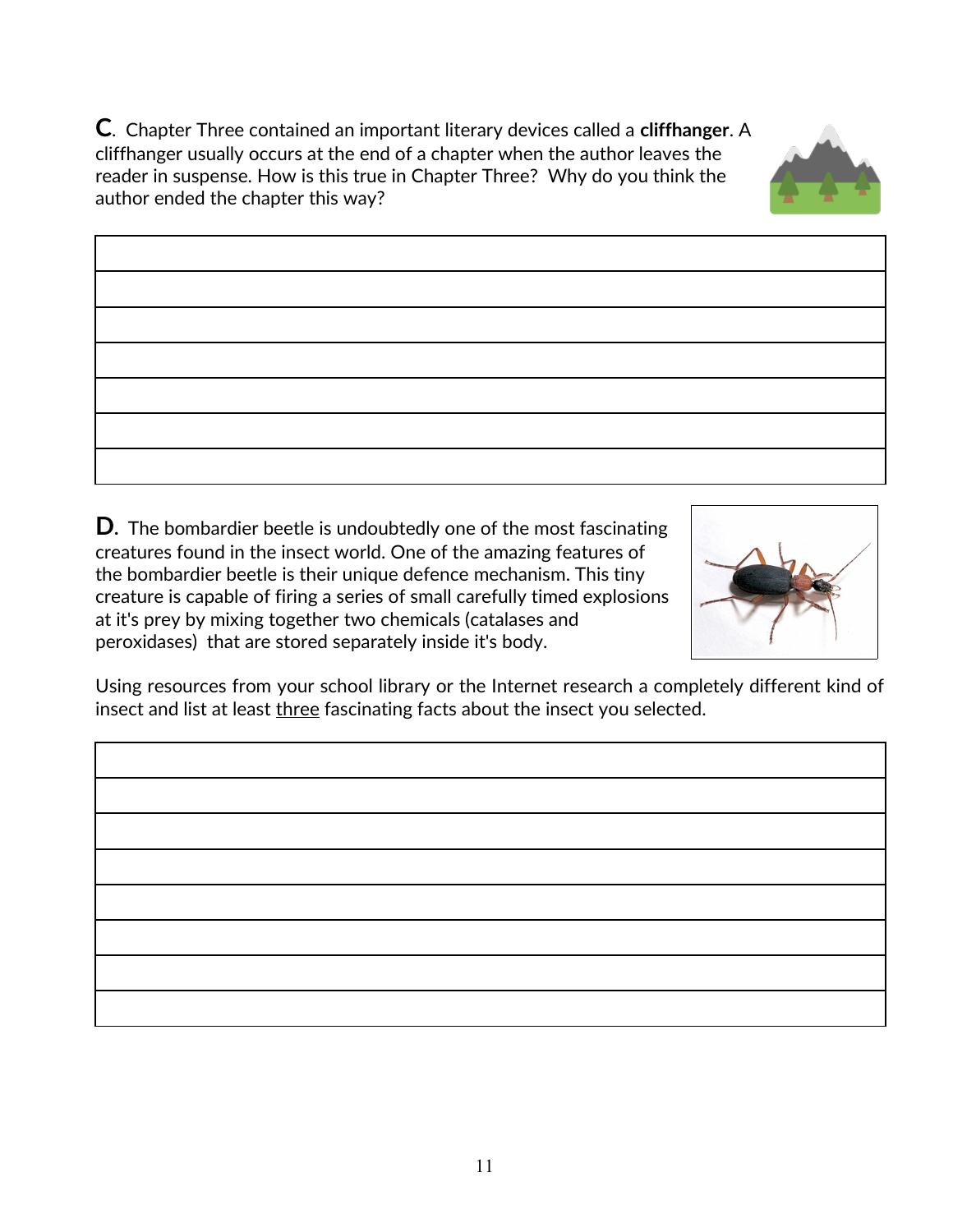**C**. Chapter Three contained an important literary devices called a **cliffhanger**. A cliffhanger usually occurs at the end of a chapter when the author leaves the reader in suspense. How is this true in Chapter Three? Why do you think the author ended the chapter this way?

| |
|---|
| |
| |
| |
| |
| |
| |

**D**. The bombardier beetle is undoubtedly one of the most fascinating creatures found in the insect world. One of the amazing features of the bombardier beetle is their unique defence mechanism. This tiny creature is capable of firing a series of small carefully timed explosions at it's prey by mixing together two chemicals (catalases and peroxidases) that are stored separately inside it's body.

Using resources from your school library or the Internet research a completely different kind of insect and list at least <u>three</u> fascinating facts about the insect you selected.

| |
|---|
| |
| |
| |
| |
| |
| |
| |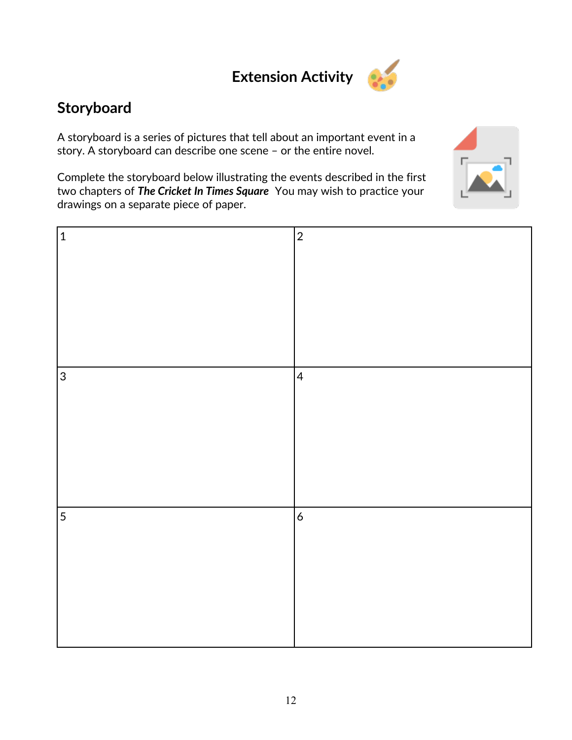# Extension Activity

## Storyboard

A storyboard is a series of pictures that tell about an important event in a story. A storyboard can describe one scene – or the entire novel.

Complete the storyboard below illustrating the events described in the first two chapters of ***The Cricket In Times Square*** You may wish to practice your drawings on a separate piece of paper.

| | |
|---|---|
| 1 | 2 |
| 3 | 4 |
| 5 | 6 |